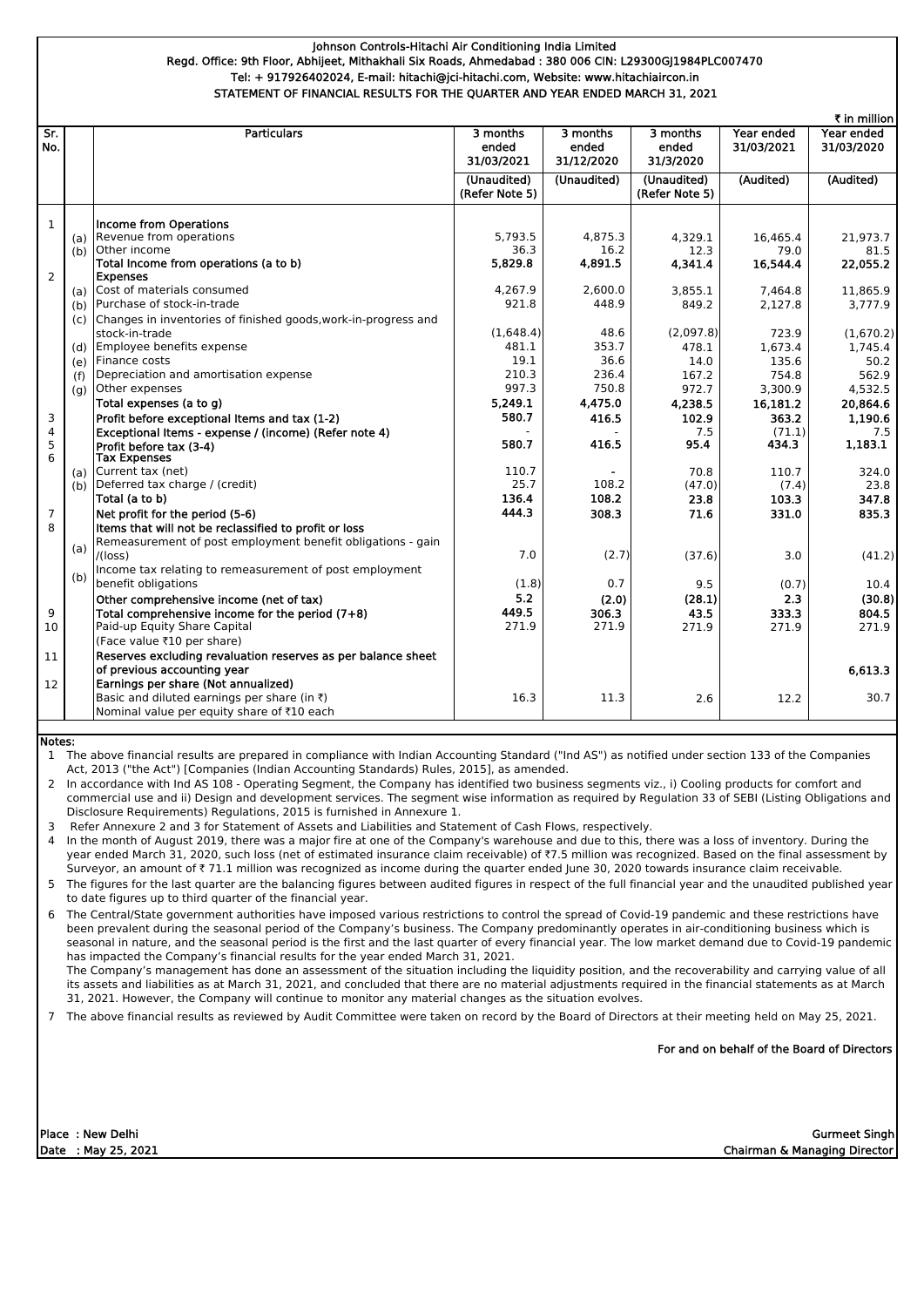**Johnson Controls-Hitachi Air Conditioning India Limited**
**Regd. Office: 9th Floor, Abhijeet, Mithakhali Six Roads, Ahmedabad : 380 006 CIN: L29300GJ1984PLC007470**
**Tel: + 917926402024, E-mail: hitachi@jci-hitachi.com, Website: www.hitachiaircon.in**
**STATEMENT OF FINANCIAL RESULTS FOR THE QUARTER AND YEAR ENDED MARCH 31, 2021**

₹ in million

| Sr. No. | | Particulars | 3 months ended 31/03/2021 | 3 months ended 31/12/2020 | 3 months ended 31/3/2020 | Year ended 31/03/2021 | Year ended 31/03/2020 |
|---|---|---|---|---|---|---|---|
| | | | (Unaudited) (Refer Note 5) | (Unaudited) | (Unaudited) (Refer Note 5) | (Audited) | (Audited) |
| 1 | | **Income from Operations** | | | | | |
| | (a) | Revenue from operations | 5,793.5 | 4,875.3 | 4,329.1 | 16,465.4 | 21,973.7 |
| | (b) | Other income | 36.3 | 16.2 | 12.3 | 79.0 | 81.5 |
| | | **Total Income from operations (a to b)** | **5,829.8** | **4,891.5** | **4,341.4** | **16,544.4** | **22,055.2** |
| 2 | | **Expenses** | | | | | |
| | (a) | Cost of materials consumed | 4,267.9 | 2,600.0 | 3,855.1 | 7,464.8 | 11,865.9 |
| | (b) | Purchase of stock-in-trade | 921.8 | 448.9 | 849.2 | 2,127.8 | 3,777.9 |
| | (c) | Changes in inventories of finished goods,work-in-progress and stock-in-trade | (1,648.4) | 48.6 | (2,097.8) | 723.9 | (1,670.2) |
| | (d) | Employee benefits expense | 481.1 | 353.7 | 478.1 | 1,673.4 | 1,745.4 |
| | (e) | Finance costs | 19.1 | 36.6 | 14.0 | 135.6 | 50.2 |
| | (f) | Depreciation and amortisation expense | 210.3 | 236.4 | 167.2 | 754.8 | 562.9 |
| | (g) | Other expenses | 997.3 | 750.8 | 972.7 | 3,300.9 | 4,532.5 |
| | | **Total expenses (a to g)** | **5,249.1** | **4,475.0** | **4,238.5** | **16,181.2** | **20,864.6** |
| 3 | | **Profit before exceptional Items and tax (1-2)** | **580.7** | **416.5** | **102.9** | **363.2** | **1,190.6** |
| 4 | | **Exceptional Items - expense / (income) (Refer note 4)** | - | - | 7.5 | (71.1) | 7.5 |
| 5 | | **Profit before tax (3-4)** | **580.7** | **416.5** | **95.4** | **434.3** | **1,183.1** |
| 6 | | **Tax Expenses** | | | | | |
| | (a) | Current tax (net) | 110.7 | - | 70.8 | 110.7 | 324.0 |
| | (b) | Deferred tax charge / (credit) | 25.7 | 108.2 | (47.0) | (7.4) | 23.8 |
| | | **Total (a to b)** | **136.4** | **108.2** | **23.8** | **103.3** | **347.8** |
| 7 | | **Net profit for the period (5-6)** | **444.3** | **308.3** | **71.6** | **331.0** | **835.3** |
| 8 | | **Items that will not be reclassified to profit or loss** | | | | | |
| | (a) | Remeasurement of post employment benefit obligations - gain /(loss) | 7.0 | (2.7) | (37.6) | 3.0 | (41.2) |
| | (b) | Income tax relating to remeasurement of post employment benefit obligations | (1.8) | 0.7 | 9.5 | (0.7) | 10.4 |
| | | **Other comprehensive income (net of tax)** | **5.2** | **(2.0)** | **(28.1)** | **2.3** | **(30.8)** |
| 9 | | **Total comprehensive income for the period (7+8)** | **449.5** | **306.3** | **43.5** | **333.3** | **804.5** |
| 10 | | Paid-up Equity Share Capital (Face value ₹10 per share) | 271.9 | 271.9 | 271.9 | 271.9 | 271.9 |
| 11 | | **Reserves excluding revaluation reserves as per balance sheet of previous accounting year** | | | | | **6,613.3** |
| 12 | | **Earnings per share (Not annualized)** | | | | | |
| | | Basic and diluted earnings per share (in ₹) Nominal value per equity share of ₹10 each | 16.3 | 11.3 | 2.6 | 12.2 | 30.7 |

**Notes:**

1. The above financial results are prepared in compliance with Indian Accounting Standard ("Ind AS") as notified under section 133 of the Companies Act, 2013 ("the Act") [Companies (Indian Accounting Standards) Rules, 2015], as amended.
2. In accordance with Ind AS 108 - Operating Segment, the Company has identified two business segments viz., i) Cooling products for comfort and commercial use and ii) Design and development services. The segment wise information as required by Regulation 33 of SEBI (Listing Obligations and Disclosure Requirements) Regulations, 2015 is furnished in Annexure 1.
3. Refer Annexure 2 and 3 for Statement of Assets and Liabilities and Statement of Cash Flows, respectively.
4. In the month of August 2019, there was a major fire at one of the Company's warehouse and due to this, there was a loss of inventory. During the year ended March 31, 2020, such loss (net of estimated insurance claim receivable) of ₹7.5 million was recognized. Based on the final assessment by Surveyor, an amount of ₹ 71.1 million was recognized as income during the quarter ended June 30, 2020 towards insurance claim receivable.
5. The figures for the last quarter are the balancing figures between audited figures in respect of the full financial year and the unaudited published year to date figures up to third quarter of the financial year.
6. The Central/State government authorities have imposed various restrictions to control the spread of Covid-19 pandemic and these restrictions have been prevalent during the seasonal period of the Company's business. The Company predominantly operates in air-conditioning business which is seasonal in nature, and the seasonal period is the first and the last quarter of every financial year. The low market demand due to Covid-19 pandemic has impacted the Company's financial results for the year ended March 31, 2021.
   The Company's management has done an assessment of the situation including the liquidity position, and the recoverability and carrying value of all its assets and liabilities as at March 31, 2021, and concluded that there are no material adjustments required in the financial statements as at March 31, 2021. However, the Company will continue to monitor any material changes as the situation evolves.
7. The above financial results as reviewed by Audit Committee were taken on record by the Board of Directors at their meeting held on May 25, 2021.

**For and on behalf of the Board of Directors**

**Place : New Delhi**
**Date : May 25, 2021**

**Gurmeet Singh**
**Chairman & Managing Director**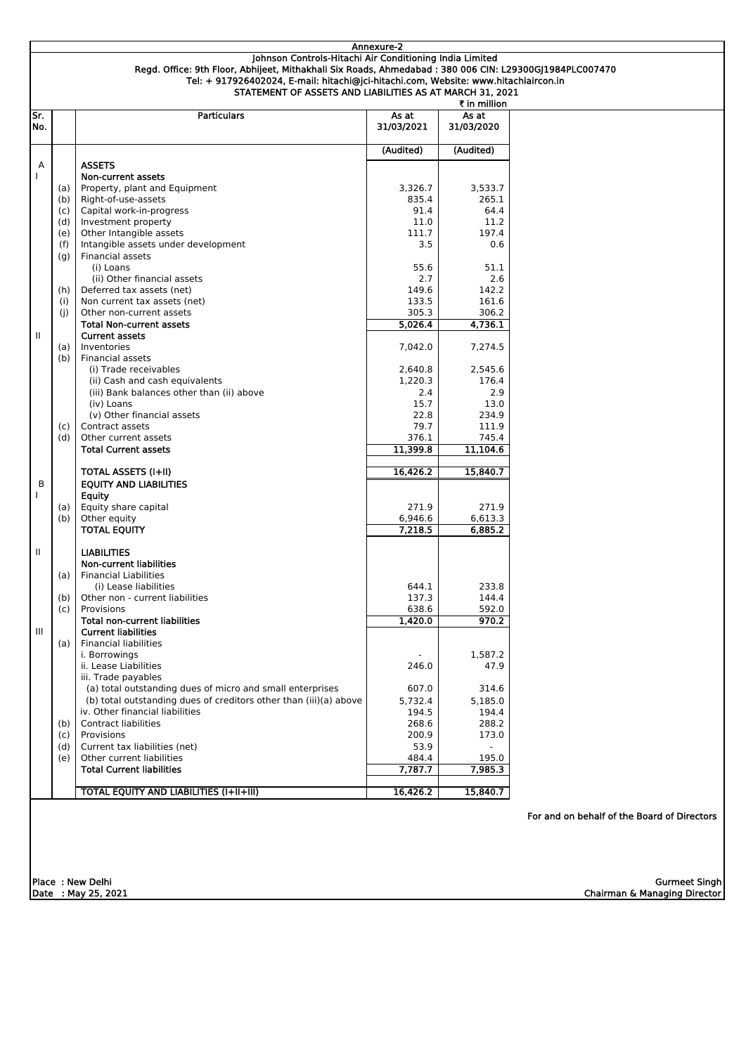Annexure-2

# Johnson Controls-Hitachi Air Conditioning India Limited

Regd. Office: 9th Floor, Abhijeet, Mithakhali Six Roads, Ahmedabad : 380 006 CIN: L29300GJ1984PLC007470

Tel: + 917926402024, E-mail: hitachi@jci-hitachi.com, Website: www.hitachiaircon.in

## STATEMENT OF ASSETS AND LIABILITIES AS AT MARCH 31, 2021

₹ in million

| Sr. No. | | Particulars | As at 31/03/2021 | As at 31/03/2020 |
|---|---|---|---|---|
| | | | (Audited) | (Audited) |
| A | | **ASSETS** | | |
| I | | **Non-current assets** | | |
| | (a) | Property, plant and Equipment | 3,326.7 | 3,533.7 |
| | (b) | Right-of-use-assets | 835.4 | 265.1 |
| | (c) | Capital work-in-progress | 91.4 | 64.4 |
| | (d) | Investment property | 11.0 | 11.2 |
| | (e) | Other Intangible assets | 111.7 | 197.4 |
| | (f) | Intangible assets under development | 3.5 | 0.6 |
| | (g) | Financial assets | | |
| | | (i) Loans | 55.6 | 51.1 |
| | | (ii) Other financial assets | 2.7 | 2.6 |
| | (h) | Deferred tax assets (net) | 149.6 | 142.2 |
| | (i) | Non current tax assets (net) | 133.5 | 161.6 |
| | (j) | Other non-current assets | 305.3 | 306.2 |
| | | **Total Non-current assets** | **5,026.4** | **4,736.1** |
| II | | **Current assets** | | |
| | (a) | Inventories | 7,042.0 | 7,274.5 |
| | (b) | Financial assets | | |
| | | (i) Trade receivables | 2,640.8 | 2,545.6 |
| | | (ii) Cash and cash equivalents | 1,220.3 | 176.4 |
| | | (iii) Bank balances other than (ii) above | 2.4 | 2.9 |
| | | (iv) Loans | 15.7 | 13.0 |
| | | (v) Other financial assets | 22.8 | 234.9 |
| | (c) | Contract assets | 79.7 | 111.9 |
| | (d) | Other current assets | 376.1 | 745.4 |
| | | **Total Current assets** | **11,399.8** | **11,104.6** |
| | | | | |
| | | **TOTAL ASSETS (I+II)** | **16,426.2** | **15,840.7** |
| B | | **EQUITY AND LIABILITIES** | | |
| I | | **Equity** | | |
| | (a) | Equity share capital | 271.9 | 271.9 |
| | (b) | Other equity | 6,946.6 | 6,613.3 |
| | | **TOTAL EQUITY** | **7,218.5** | **6,885.2** |
| | | | | |
| II | | **LIABILITIES** | | |
| | | **Non-current liabilities** | | |
| | (a) | Financial Liabilities | | |
| | | (i) Lease liabilities | 644.1 | 233.8 |
| | (b) | Other non - current liabilities | 137.3 | 144.4 |
| | (c) | Provisions | 638.6 | 592.0 |
| | | **Total non-current liabilities** | **1,420.0** | **970.2** |
| III | | **Current liabilities** | | |
| | (a) | Financial liabilities | | |
| | | i. Borrowings | - | 1,587.2 |
| | | ii. Lease Liabilities | 246.0 | 47.9 |
| | | iii. Trade payables | | |
| | | (a) total outstanding dues of micro and small enterprises | 607.0 | 314.6 |
| | | (b) total outstanding dues of creditors other than (iii)(a) above | 5,732.4 | 5,185.0 |
| | | iv. Other financial liabilities | 194.5 | 194.4 |
| | (b) | Contract liabilities | 268.6 | 288.2 |
| | (c) | Provisions | 200.9 | 173.0 |
| | (d) | Current tax liabilities (net) | 53.9 | - |
| | (e) | Other current liabilities | 484.4 | 195.0 |
| | | **Total Current liabilities** | **7,787.7** | **7,985.3** |
| | | | | |
| | | **TOTAL EQUITY AND LIABILITIES (I+II+III)** | **16,426.2** | **15,840.7** |

For and on behalf of the Board of Directors

Place : New Delhi
Date : May 25, 2021

Gurmeet Singh
Chairman & Managing Director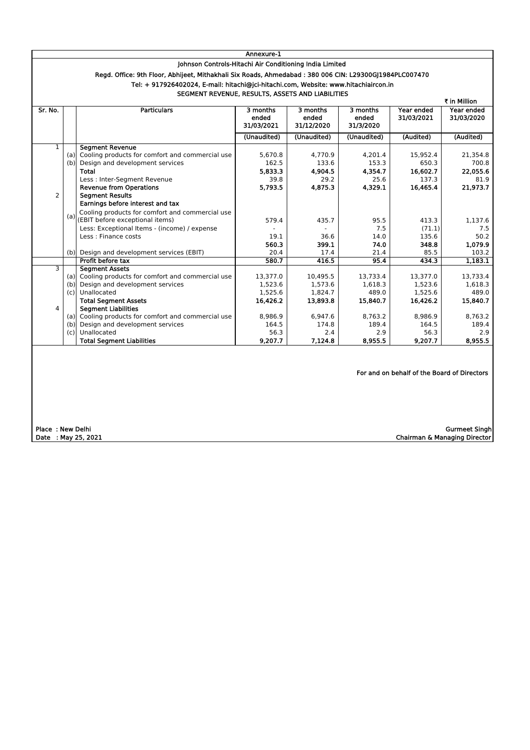Annexure-1

**Johnson Controls-Hitachi Air Conditioning India Limited**

Regd. Office: 9th Floor, Abhijeet, Mithakhali Six Roads, Ahmedabad : 380 006 CIN: L29300GJ1984PLC007470

Tel: + 917926402024, E-mail: hitachi@jci-hitachi.com, Website: www.hitachiaircon.in

**SEGMENT REVENUE, RESULTS, ASSETS AND LIABILITIES**

₹ in Million

| Sr. No. | | Particulars | 3 months ended 31/03/2021 | 3 months ended 31/12/2020 | 3 months ended 31/3/2020 | Year ended 31/03/2021 | Year ended 31/03/2020 |
|---|---|---|---|---|---|---|---|
| | | | (Unaudited) | (Unaudited) | (Unaudited) | (Audited) | (Audited) |
| 1 | | **Segment Revenue** | | | | | |
| | (a) | Cooling products for comfort and commercial use | 5,670.8 | 4,770.9 | 4,201.4 | 15,952.4 | 21,354.8 |
| | (b) | Design and development services | 162.5 | 133.6 | 153.3 | 650.3 | 700.8 |
| | | **Total** | **5,833.3** | **4,904.5** | **4,354.7** | **16,602.7** | **22,055.6** |
| | | Less : Inter-Segment Revenue | 39.8 | 29.2 | 25.6 | 137.3 | 81.9 |
| | | **Revenue from Operations** | **5,793.5** | **4,875.3** | **4,329.1** | **16,465.4** | **21,973.7** |
| 2 | | **Segment Results** | | | | | |
| | | **Earnings before interest and tax** | | | | | |
| | (a) | Cooling products for comfort and commercial use (EBIT before exceptional items) | 579.4 | 435.7 | 95.5 | 413.3 | 1,137.6 |
| | | Less: Exceptional Items - (income) / expense | - | - | 7.5 | (71.1) | 7.5 |
| | | Less : Finance costs | 19.1 | 36.6 | 14.0 | 135.6 | 50.2 |
| | | | **560.3** | **399.1** | **74.0** | **348.8** | **1,079.9** |
| | (b) | Design and development services (EBIT) | 20.4 | 17.4 | 21.4 | 85.5 | 103.2 |
| | | **Profit before tax** | **580.7** | **416.5** | **95.4** | **434.3** | **1,183.1** |
| 3 | | **Segment Assets** | | | | | |
| | (a) | Cooling products for comfort and commercial use | 13,377.0 | 10,495.5 | 13,733.4 | 13,377.0 | 13,733.4 |
| | (b) | Design and development services | 1,523.6 | 1,573.6 | 1,618.3 | 1,523.6 | 1,618.3 |
| | (c) | Unallocated | 1,525.6 | 1,824.7 | 489.0 | 1,525.6 | 489.0 |
| | | **Total Segment Assets** | **16,426.2** | **13,893.8** | **15,840.7** | **16,426.2** | **15,840.7** |
| 4 | | **Segment Liabilities** | | | | | |
| | (a) | Cooling products for comfort and commercial use | 8,986.9 | 6,947.6 | 8,763.2 | 8,986.9 | 8,763.2 |
| | (b) | Design and development services | 164.5 | 174.8 | 189.4 | 164.5 | 189.4 |
| | (c) | Unallocated | 56.3 | 2.4 | 2.9 | 56.3 | 2.9 |
| | | **Total Segment Liabilities** | **9,207.7** | **7,124.8** | **8,955.5** | **9,207.7** | **8,955.5** |

For and on behalf of the Board of Directors

Place : New Delhi
Date : May 25, 2021

Gurmeet Singh
Chairman & Managing Director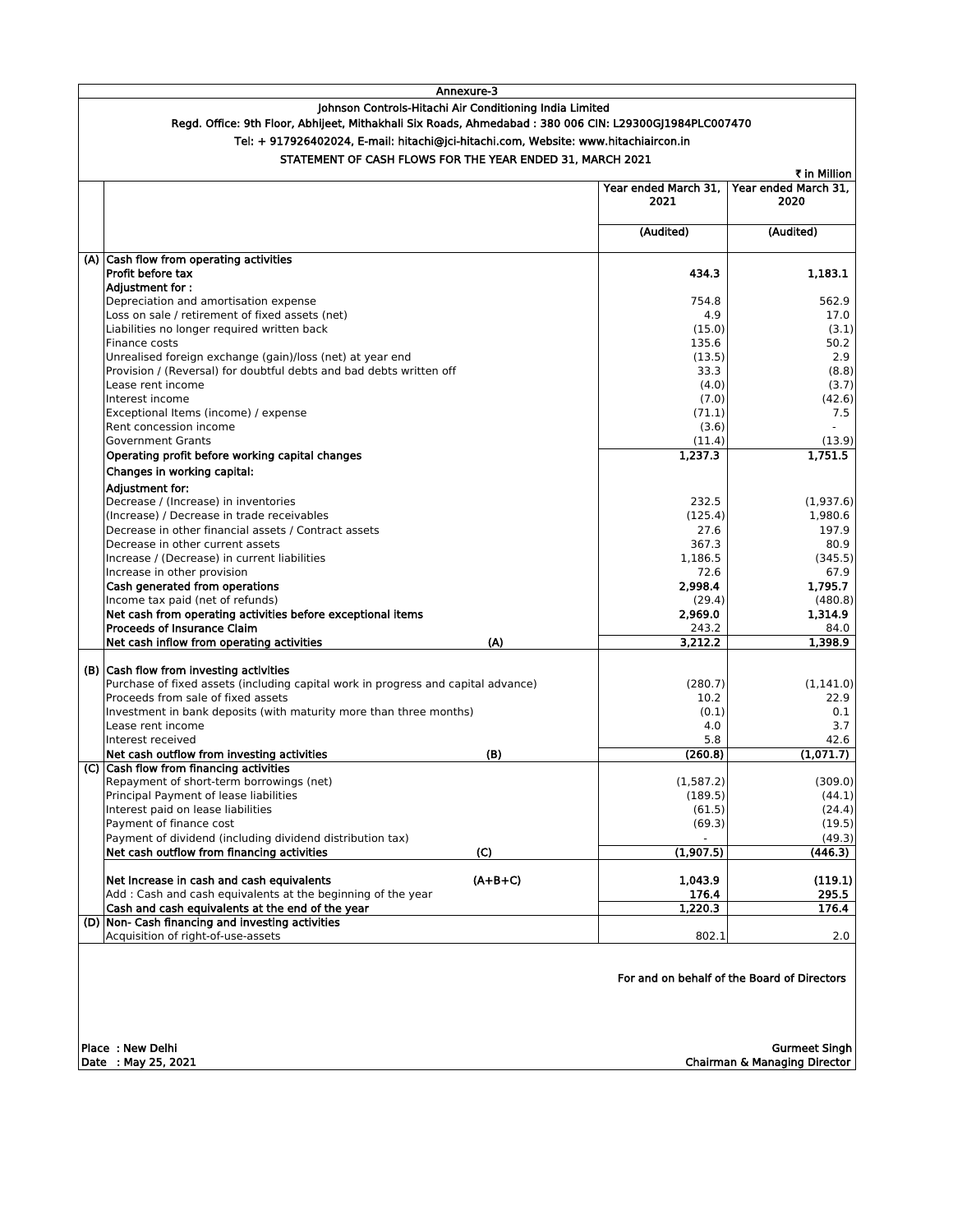Annexure-3

**Johnson Controls-Hitachi Air Conditioning India Limited**

**Regd. Office: 9th Floor, Abhijeet, Mithakhali Six Roads, Ahmedabad : 380 006 CIN: L29300GJ1984PLC007470**

**Tel: + 917926402024, E-mail: hitachi@jci-hitachi.com, Website: www.hitachiaircon.in**

**STATEMENT OF CASH FLOWS FOR THE YEAR ENDED 31, MARCH 2021**

₹ in Million

| | | | Year ended March 31, 2021 | Year ended March 31, 2020 |
|---|---|---|---|---|
| | | | (Audited) | (Audited) |
| (A) | **Cash flow from operating activities** | | | |
| | **Profit before tax** | | **434.3** | **1,183.1** |
| | **Adjustment for :** | | | |
| | Depreciation and amortisation expense | | 754.8 | 562.9 |
| | Loss on sale / retirement of fixed assets (net) | | 4.9 | 17.0 |
| | Liabilities no longer required written back | | (15.0) | (3.1) |
| | Finance costs | | 135.6 | 50.2 |
| | Unrealised foreign exchange (gain)/loss (net) at year end | | (13.5) | 2.9 |
| | Provision / (Reversal) for doubtful debts and bad debts written off | | 33.3 | (8.8) |
| | Lease rent income | | (4.0) | (3.7) |
| | Interest income | | (7.0) | (42.6) |
| | Exceptional Items (income) / expense | | (71.1) | 7.5 |
| | Rent concession income | | (3.6) | - |
| | Government Grants | | (11.4) | (13.9) |
| | **Operating profit before working capital changes** | | **1,237.3** | **1,751.5** |
| | **Changes in working capital:** | | | |
| | **Adjustment for:** | | | |
| | Decrease / (Increase) in inventories | | 232.5 | (1,937.6) |
| | (Increase) / Decrease in trade receivables | | (125.4) | 1,980.6 |
| | Decrease in other financial assets / Contract assets | | 27.6 | 197.9 |
| | Decrease in other current assets | | 367.3 | 80.9 |
| | Increase / (Decrease) in current liabilities | | 1,186.5 | (345.5) |
| | Increase in other provision | | 72.6 | 67.9 |
| | **Cash generated from operations** | | **2,998.4** | **1,795.7** |
| | Income tax paid (net of refunds) | | (29.4) | (480.8) |
| | **Net cash from operating activities before exceptional items** | | **2,969.0** | **1,314.9** |
| | **Proceeds of Insurance Claim** | | 243.2 | 84.0 |
| | **Net cash inflow from operating activities** | **(A)** | **3,212.2** | **1,398.9** |
| (B) | **Cash flow from investing activities** | | | |
| | Purchase of fixed assets (including capital work in progress and capital advance) | | (280.7) | (1,141.0) |
| | Proceeds from sale of fixed assets | | 10.2 | 22.9 |
| | Investment in bank deposits (with maturity more than three months) | | (0.1) | 0.1 |
| | Lease rent income | | 4.0 | 3.7 |
| | Interest received | | 5.8 | 42.6 |
| | **Net cash outflow from investing activities** | **(B)** | **(260.8)** | **(1,071.7)** |
| (C) | **Cash flow from financing activities** | | | |
| | Repayment of short-term borrowings (net) | | (1,587.2) | (309.0) |
| | Principal Payment of lease liabilities | | (189.5) | (44.1) |
| | Interest paid on lease liabilities | | (61.5) | (24.4) |
| | Payment of finance cost | | (69.3) | (19.5) |
| | Payment of dividend (including dividend distribution tax) | | - | (49.3) |
| | **Net cash outflow from financing activities** | **(C)** | **(1,907.5)** | **(446.3)** |
| | **Net Increase in cash and cash equivalents** | **(A+B+C)** | **1,043.9** | **(119.1)** |
| | Add : Cash and cash equivalents at the beginning of the year | | **176.4** | **295.5** |
| | **Cash and cash equivalents at the end of the year** | | **1,220.3** | **176.4** |
| (D) | **Non- Cash financing and investing activities** | | | |
| | Acquisition of right-of-use-assets | | 802.1 | 2.0 |

**For and on behalf of the Board of Directors**

**Place : New Delhi**
**Date : May 25, 2021**

**Gurmeet Singh**
**Chairman & Managing Director**